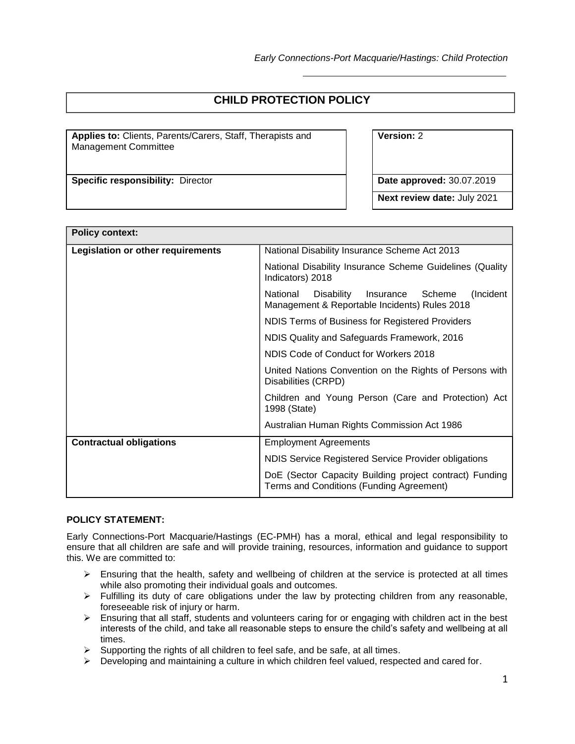# CHILD PROTECTION POLICY

| | |
|---|---|
| **Applies to:** Clients, Parents/Carers, Staff, Therapists and Management Committee | **Version:** 2 |
| **Specific responsibility:** Director | **Date approved:** 30.07.2019 |
| | **Next review date:** July 2021 |

| **Policy context:** | |
|---|---|
| **Legislation or other requirements** | National Disability Insurance Scheme Act 2013 |
| | National Disability Insurance Scheme Guidelines (Quality Indicators) 2018 |
| | National Disability Insurance Scheme (Incident Management & Reportable Incidents) Rules 2018 |
| | NDIS Terms of Business for Registered Providers |
| | NDIS Quality and Safeguards Framework, 2016 |
| | NDIS Code of Conduct for Workers 2018 |
| | United Nations Convention on the Rights of Persons with Disabilities (CRPD) |
| | Children and Young Person (Care and Protection) Act 1998 (State) |
| | Australian Human Rights Commission Act 1986 |
| **Contractual obligations** | Employment Agreements |
| | NDIS Service Registered Service Provider obligations |
| | DoE (Sector Capacity Building project contract) Funding Terms and Conditions (Funding Agreement) |

**POLICY STATEMENT:**

Early Connections-Port Macquarie/Hastings (EC-PMH) has a moral, ethical and legal responsibility to ensure that all children are safe and will provide training, resources, information and guidance to support this. We are committed to:

- Ensuring that the health, safety and wellbeing of children at the service is protected at all times while also promoting their individual goals and outcomes.
- Fulfilling its duty of care obligations under the law by protecting children from any reasonable, foreseeable risk of injury or harm.
- Ensuring that all staff, students and volunteers caring for or engaging with children act in the best interests of the child, and take all reasonable steps to ensure the child's safety and wellbeing at all times.
- Supporting the rights of all children to feel safe, and be safe, at all times.
- Developing and maintaining a culture in which children feel valued, respected and cared for.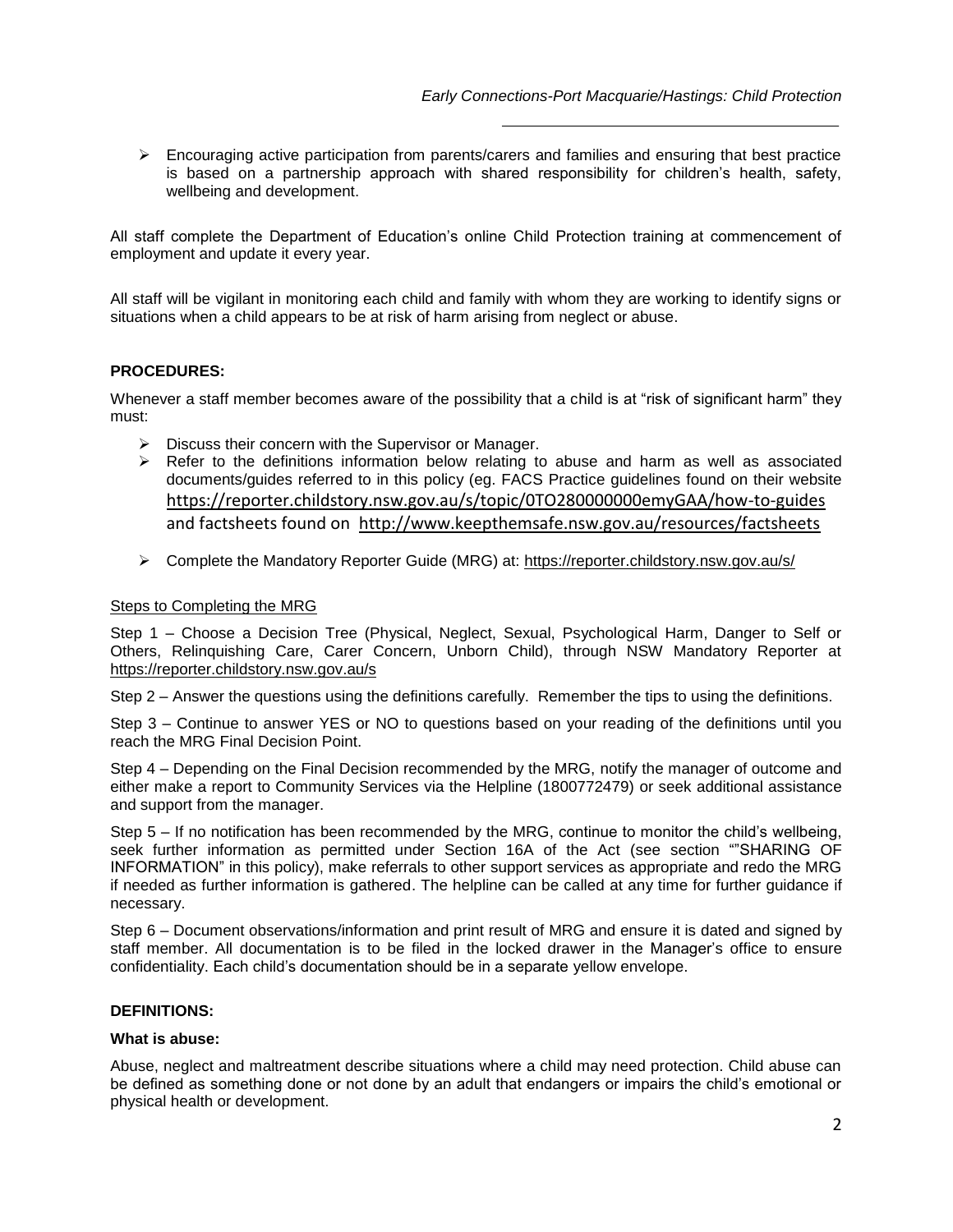- Encouraging active participation from parents/carers and families and ensuring that best practice is based on a partnership approach with shared responsibility for children's health, safety, wellbeing and development.

All staff complete the Department of Education's online Child Protection training at commencement of employment and update it every year.

All staff will be vigilant in monitoring each child and family with whom they are working to identify signs or situations when a child appears to be at risk of harm arising from neglect or abuse.

**PROCEDURES:**

Whenever a staff member becomes aware of the possibility that a child is at "risk of significant harm" they must:

- Discuss their concern with the Supervisor or Manager.
- Refer to the definitions information below relating to abuse and harm as well as associated documents/guides referred to in this policy (eg. FACS Practice guidelines found on their website https://reporter.childstory.nsw.gov.au/s/topic/0TO280000000emyGAA/how-to-guides and factsheets found on http://www.keepthemsafe.nsw.gov.au/resources/factsheets
- Complete the Mandatory Reporter Guide (MRG) at: https://reporter.childstory.nsw.gov.au/s/

Steps to Completing the MRG

Step 1 – Choose a Decision Tree (Physical, Neglect, Sexual, Psychological Harm, Danger to Self or Others, Relinquishing Care, Carer Concern, Unborn Child), through NSW Mandatory Reporter at https://reporter.childstory.nsw.gov.au/s

Step 2 – Answer the questions using the definitions carefully. Remember the tips to using the definitions.

Step 3 – Continue to answer YES or NO to questions based on your reading of the definitions until you reach the MRG Final Decision Point.

Step 4 – Depending on the Final Decision recommended by the MRG, notify the manager of outcome and either make a report to Community Services via the Helpline (1800772479) or seek additional assistance and support from the manager.

Step 5 – If no notification has been recommended by the MRG, continue to monitor the child's wellbeing, seek further information as permitted under Section 16A of the Act (see section ""SHARING OF INFORMATION" in this policy), make referrals to other support services as appropriate and redo the MRG if needed as further information is gathered. The helpline can be called at any time for further guidance if necessary.

Step 6 – Document observations/information and print result of MRG and ensure it is dated and signed by staff member. All documentation is to be filed in the locked drawer in the Manager's office to ensure confidentiality. Each child's documentation should be in a separate yellow envelope.

**DEFINITIONS:**

**What is abuse:**

Abuse, neglect and maltreatment describe situations where a child may need protection. Child abuse can be defined as something done or not done by an adult that endangers or impairs the child's emotional or physical health or development.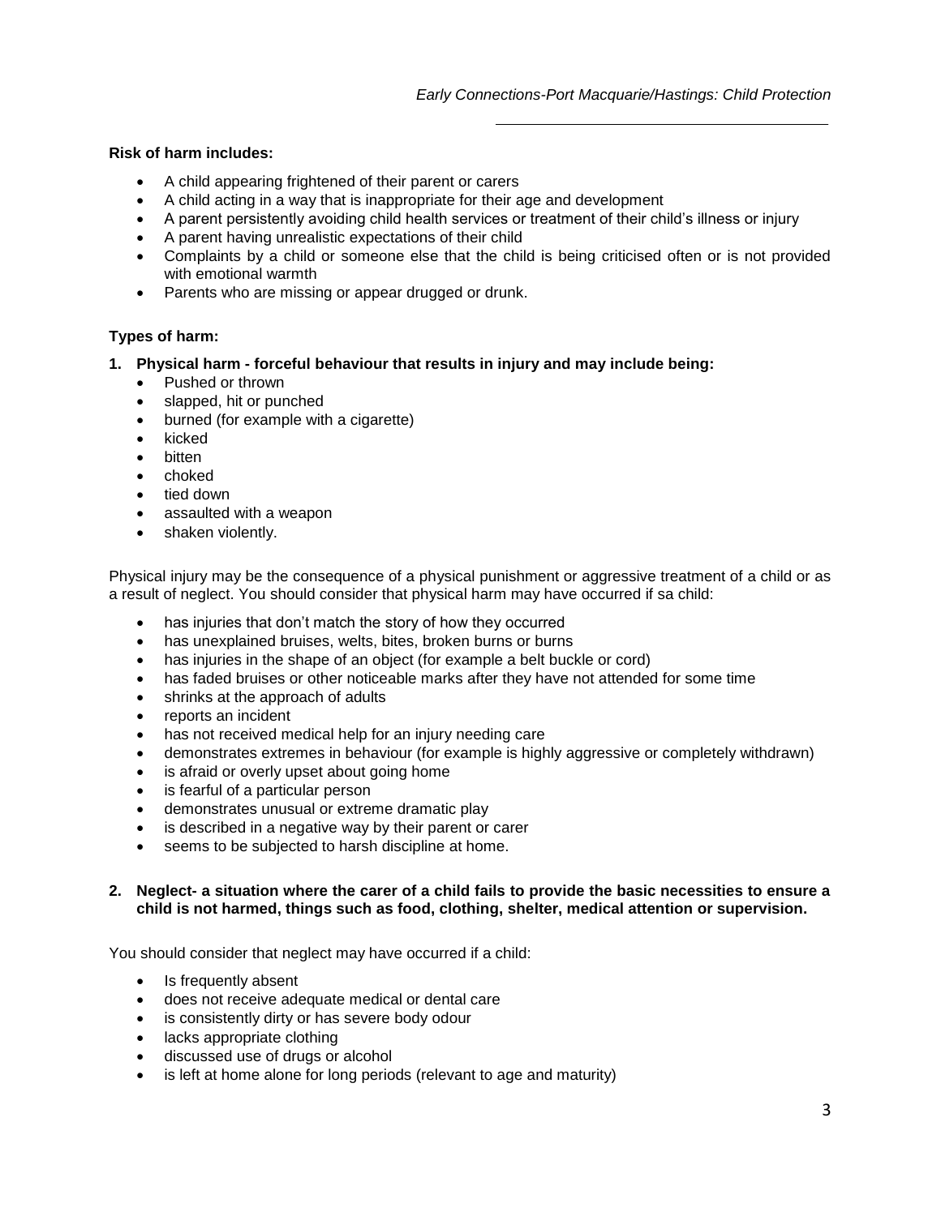**Risk of harm includes:**

- A child appearing frightened of their parent or carers
- A child acting in a way that is inappropriate for their age and development
- A parent persistently avoiding child health services or treatment of their child's illness or injury
- A parent having unrealistic expectations of their child
- Complaints by a child or someone else that the child is being criticised often or is not provided with emotional warmth
- Parents who are missing or appear drugged or drunk.

**Types of harm:**

1. **Physical harm - forceful behaviour that results in injury and may include being:**
   - Pushed or thrown
   - slapped, hit or punched
   - burned (for example with a cigarette)
   - kicked
   - bitten
   - choked
   - tied down
   - assaulted with a weapon
   - shaken violently.

Physical injury may be the consequence of a physical punishment or aggressive treatment of a child or as a result of neglect. You should consider that physical harm may have occurred if sa child:

- has injuries that don't match the story of how they occurred
- has unexplained bruises, welts, bites, broken burns or burns
- has injuries in the shape of an object (for example a belt buckle or cord)
- has faded bruises or other noticeable marks after they have not attended for some time
- shrinks at the approach of adults
- reports an incident
- has not received medical help for an injury needing care
- demonstrates extremes in behaviour (for example is highly aggressive or completely withdrawn)
- is afraid or overly upset about going home
- is fearful of a particular person
- demonstrates unusual or extreme dramatic play
- is described in a negative way by their parent or carer
- seems to be subjected to harsh discipline at home.

2. **Neglect- a situation where the carer of a child fails to provide the basic necessities to ensure a child is not harmed, things such as food, clothing, shelter, medical attention or supervision.**

You should consider that neglect may have occurred if a child:

- Is frequently absent
- does not receive adequate medical or dental care
- is consistently dirty or has severe body odour
- lacks appropriate clothing
- discussed use of drugs or alcohol
- is left at home alone for long periods (relevant to age and maturity)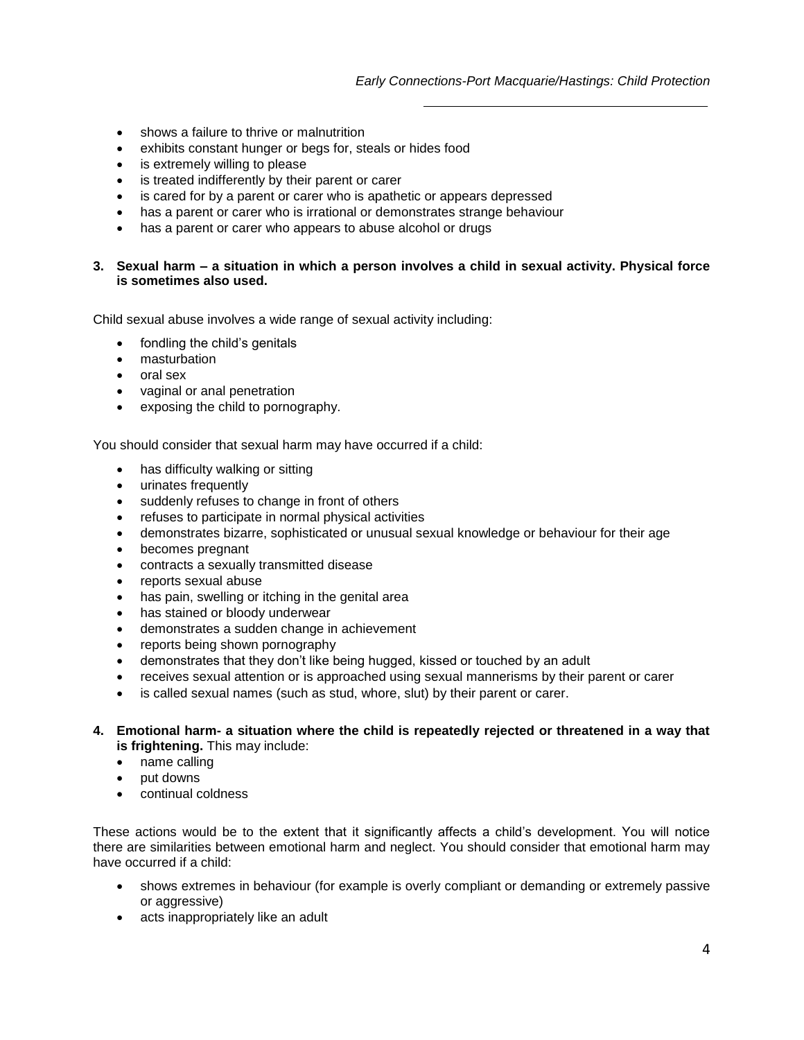- shows a failure to thrive or malnutrition
- exhibits constant hunger or begs for, steals or hides food
- is extremely willing to please
- is treated indifferently by their parent or carer
- is cared for by a parent or carer who is apathetic or appears depressed
- has a parent or carer who is irrational or demonstrates strange behaviour
- has a parent or carer who appears to abuse alcohol or drugs

**3. Sexual harm – a situation in which a person involves a child in sexual activity. Physical force is sometimes also used.**

Child sexual abuse involves a wide range of sexual activity including:

- fondling the child's genitals
- masturbation
- oral sex
- vaginal or anal penetration
- exposing the child to pornography.

You should consider that sexual harm may have occurred if a child:

- has difficulty walking or sitting
- urinates frequently
- suddenly refuses to change in front of others
- refuses to participate in normal physical activities
- demonstrates bizarre, sophisticated or unusual sexual knowledge or behaviour for their age
- becomes pregnant
- contracts a sexually transmitted disease
- reports sexual abuse
- has pain, swelling or itching in the genital area
- has stained or bloody underwear
- demonstrates a sudden change in achievement
- reports being shown pornography
- demonstrates that they don't like being hugged, kissed or touched by an adult
- receives sexual attention or is approached using sexual mannerisms by their parent or carer
- is called sexual names (such as stud, whore, slut) by their parent or carer.

**4. Emotional harm- a situation where the child is repeatedly rejected or threatened in a way that is frightening.** This may include:

- name calling
- put downs
- continual coldness

These actions would be to the extent that it significantly affects a child's development. You will notice there are similarities between emotional harm and neglect. You should consider that emotional harm may have occurred if a child:

- shows extremes in behaviour (for example is overly compliant or demanding or extremely passive or aggressive)
- acts inappropriately like an adult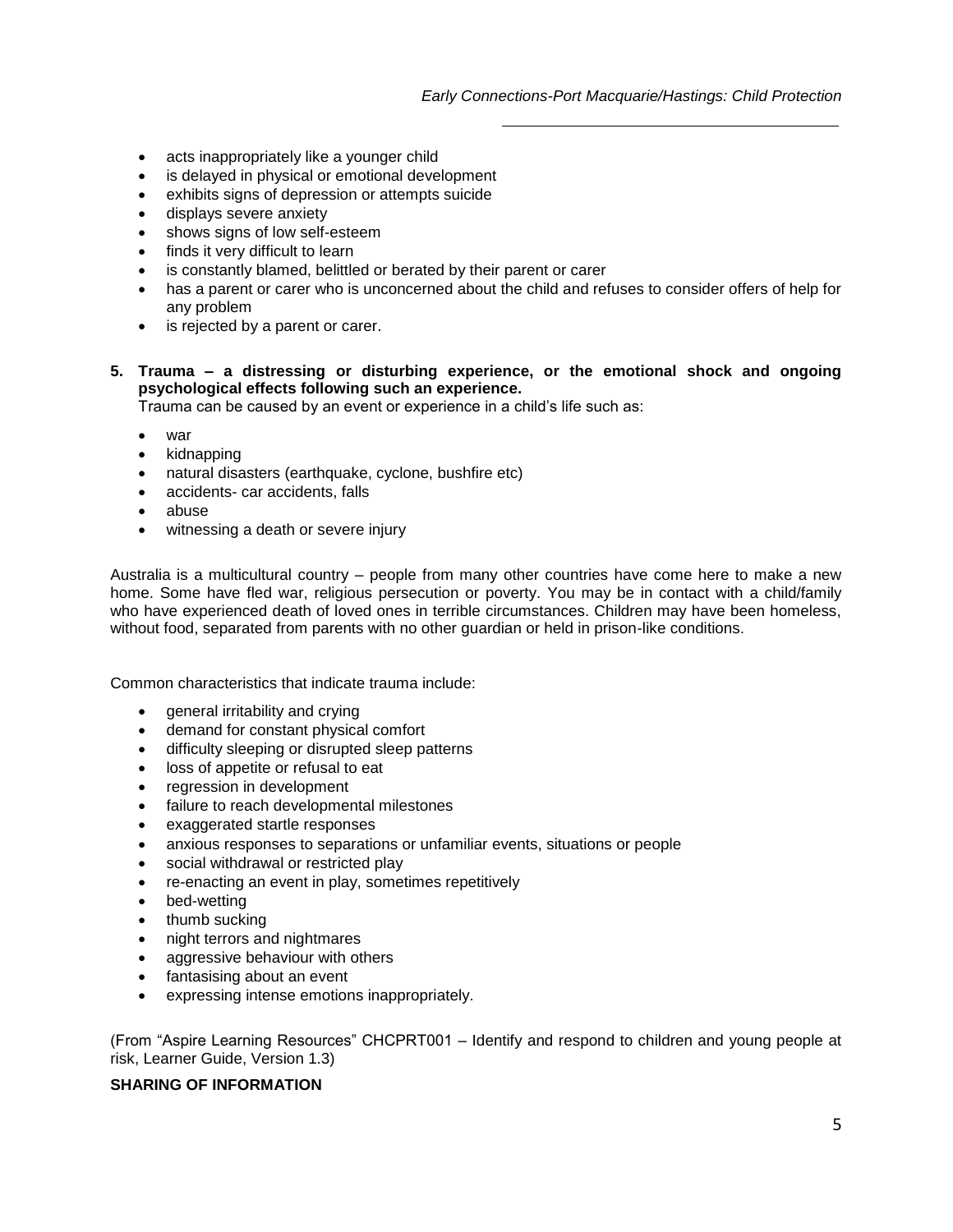- acts inappropriately like a younger child
- is delayed in physical or emotional development
- exhibits signs of depression or attempts suicide
- displays severe anxiety
- shows signs of low self-esteem
- finds it very difficult to learn
- is constantly blamed, belittled or berated by their parent or carer
- has a parent or carer who is unconcerned about the child and refuses to consider offers of help for any problem
- is rejected by a parent or carer.

**5. Trauma – a distressing or disturbing experience, or the emotional shock and ongoing psychological effects following such an experience.**

Trauma can be caused by an event or experience in a child's life such as:

- war
- kidnapping
- natural disasters (earthquake, cyclone, bushfire etc)
- accidents- car accidents, falls
- abuse
- witnessing a death or severe injury

Australia is a multicultural country – people from many other countries have come here to make a new home. Some have fled war, religious persecution or poverty. You may be in contact with a child/family who have experienced death of loved ones in terrible circumstances. Children may have been homeless, without food, separated from parents with no other guardian or held in prison-like conditions.

Common characteristics that indicate trauma include:

- general irritability and crying
- demand for constant physical comfort
- difficulty sleeping or disrupted sleep patterns
- loss of appetite or refusal to eat
- regression in development
- failure to reach developmental milestones
- exaggerated startle responses
- anxious responses to separations or unfamiliar events, situations or people
- social withdrawal or restricted play
- re-enacting an event in play, sometimes repetitively
- bed-wetting
- thumb sucking
- night terrors and nightmares
- aggressive behaviour with others
- fantasising about an event
- expressing intense emotions inappropriately.

(From "Aspire Learning Resources" CHCPRT001 – Identify and respond to children and young people at risk, Learner Guide, Version 1.3)

**SHARING OF INFORMATION**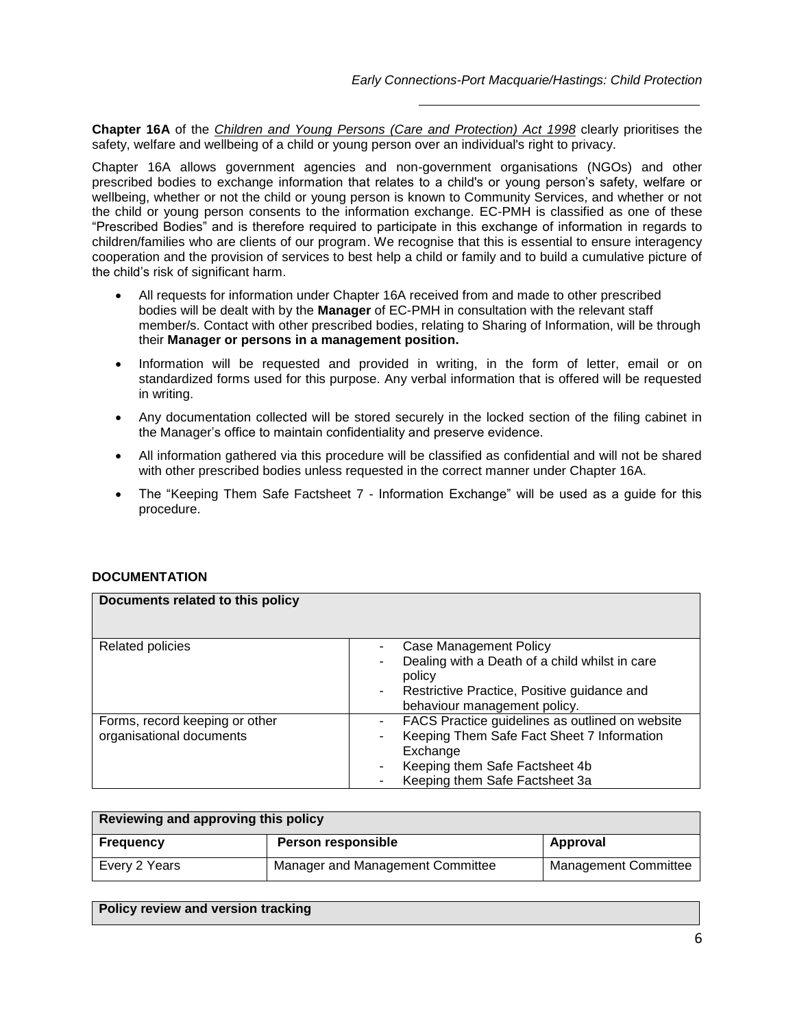**Chapter 16A** of the *Children and Young Persons (Care and Protection) Act 1998* clearly prioritises the safety, welfare and wellbeing of a child or young person over an individual's right to privacy.

Chapter 16A allows government agencies and non-government organisations (NGOs) and other prescribed bodies to exchange information that relates to a child's or young person's safety, welfare or wellbeing, whether or not the child or young person is known to Community Services, and whether or not the child or young person consents to the information exchange. EC-PMH is classified as one of these "Prescribed Bodies" and is therefore required to participate in this exchange of information in regards to children/families who are clients of our program. We recognise that this is essential to ensure interagency cooperation and the provision of services to best help a child or family and to build a cumulative picture of the child's risk of significant harm.

- All requests for information under Chapter 16A received from and made to other prescribed bodies will be dealt with by the **Manager** of EC-PMH in consultation with the relevant staff member/s. Contact with other prescribed bodies, relating to Sharing of Information, will be through their **Manager or persons in a management position.**
- Information will be requested and provided in writing, in the form of letter, email or on standardized forms used for this purpose. Any verbal information that is offered will be requested in writing.
- Any documentation collected will be stored securely in the locked section of the filing cabinet in the Manager's office to maintain confidentiality and preserve evidence.
- All information gathered via this procedure will be classified as confidential and will not be shared with other prescribed bodies unless requested in the correct manner under Chapter 16A.
- The "Keeping Them Safe Factsheet 7 - Information Exchange" will be used as a guide for this procedure.

## DOCUMENTATION

| Documents related to this policy | |
|---|---|
| Related policies | - Case Management Policy<br>- Dealing with a Death of a child whilst in care policy<br>- Restrictive Practice, Positive guidance and behaviour management policy. |
| Forms, record keeping or other organisational documents | - FACS Practice guidelines as outlined on website<br>- Keeping Them Safe Fact Sheet 7 Information Exchange<br>- Keeping them Safe Factsheet 4b<br>- Keeping them Safe Factsheet 3a |

| Reviewing and approving this policy | | |
|---|---|---|
| **Frequency** | **Person responsible** | **Approval** |
| Every 2 Years | Manager and Management Committee | Management Committee |

| Policy review and version tracking |
|---|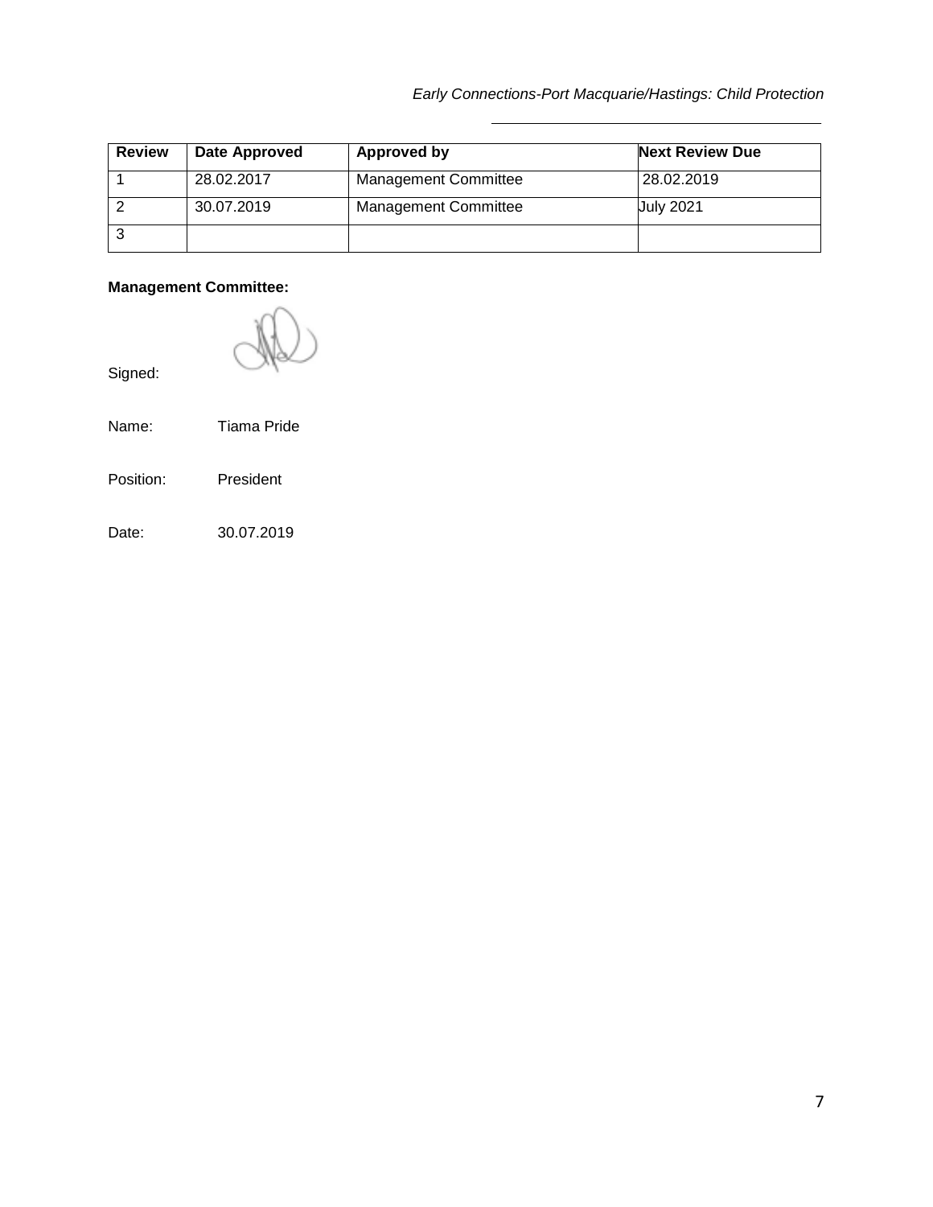| Review | Date Approved | Approved by | Next Review Due |
|---|---|---|---|
| 1 | 28.02.2017 | Management Committee | 28.02.2019 |
| 2 | 30.07.2019 | Management Committee | July 2021 |
| 3 | | | |

**Management Committee:**

Signed:

Name: Tiama Pride

Position: President

Date: 30.07.2019